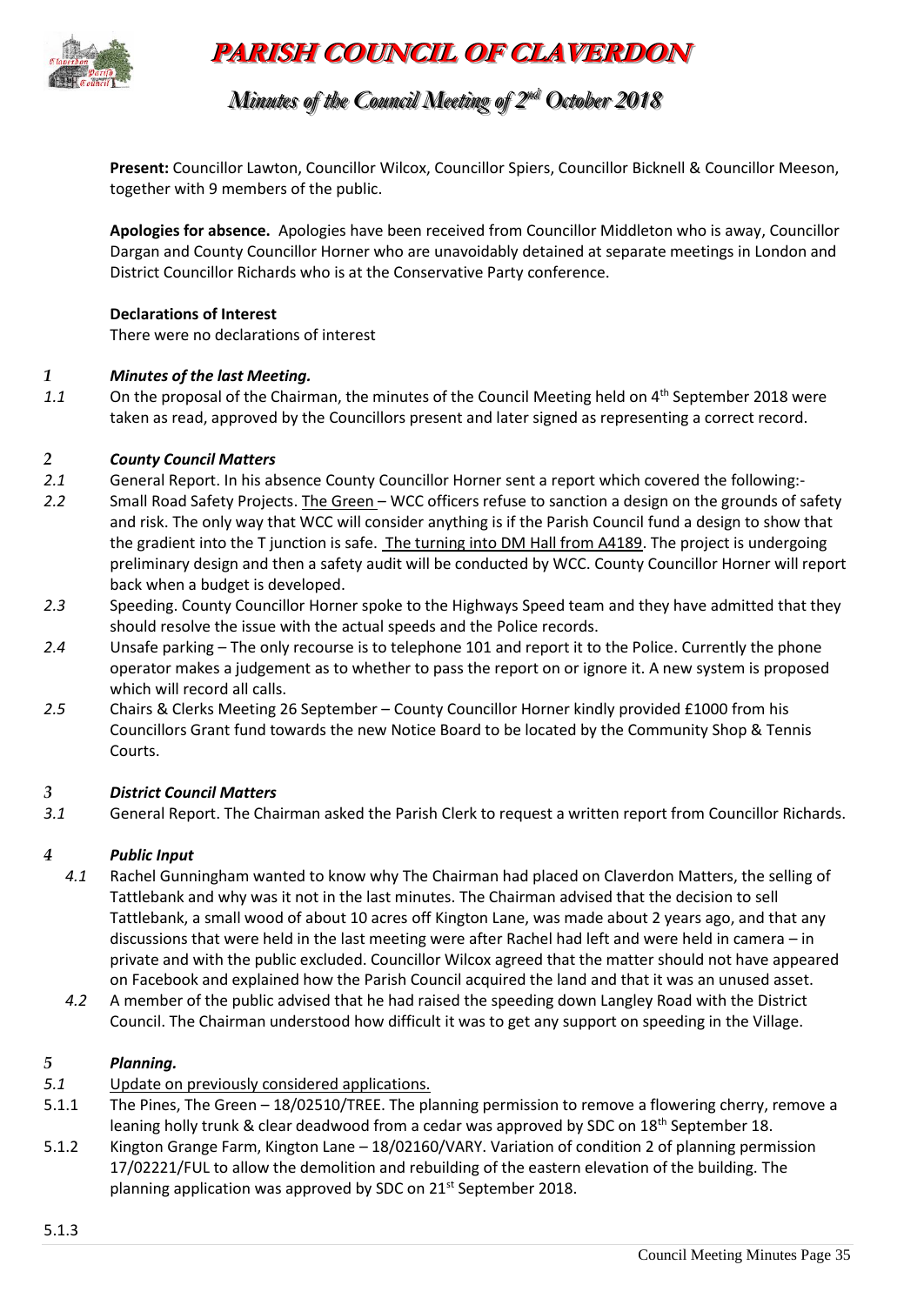# PARISH COUNCIL OF CLAVERDON

## *Minutes of the Council Meeting of 2nd October 2018*

**Present:** Councillor Lawton, Councillor Wilcox, Councillor Spiers, Councillor Bicknell & Councillor Meeson, together with 9 members of the public.

**Apologies for absence.** Apologies have been received from Councillor Middleton who is away, Councillor Dargan and County Councillor Horner who are unavoidably detained at separate meetings in London and District Councillor Richards who is at the Conservative Party conference.

**Declarations of Interest**

There were no declarations of interest

### *1 Minutes of the last Meeting.*

*1.1* On the proposal of the Chairman, the minutes of the Council Meeting held on 4th September 2018 were taken as read, approved by the Councillors present and later signed as representing a correct record.

### *2 County Council Matters*

*2.1* General Report. In his absence County Councillor Horner sent a report which covered the following:-

*2.2* Small Road Safety Projects. The Green – WCC officers refuse to sanction a design on the grounds of safety and risk. The only way that WCC will consider anything is if the Parish Council fund a design to show that the gradient into the T junction is safe. The turning into DM Hall from A4189. The project is undergoing preliminary design and then a safety audit will be conducted by WCC. County Councillor Horner will report back when a budget is developed.

*2.3* Speeding. County Councillor Horner spoke to the Highways Speed team and they have admitted that they should resolve the issue with the actual speeds and the Police records.

*2.4* Unsafe parking – The only recourse is to telephone 101 and report it to the Police. Currently the phone operator makes a judgement as to whether to pass the report on or ignore it. A new system is proposed which will record all calls.

*2.5* Chairs & Clerks Meeting 26 September – County Councillor Horner kindly provided £1000 from his Councillors Grant fund towards the new Notice Board to be located by the Community Shop & Tennis Courts.

### *3 District Council Matters*

*3.1* General Report. The Chairman asked the Parish Clerk to request a written report from Councillor Richards.

### *4 Public Input*

*4.1* Rachel Gunningham wanted to know why The Chairman had placed on Claverdon Matters, the selling of Tattlebank and why was it not in the last minutes. The Chairman advised that the decision to sell Tattlebank, a small wood of about 10 acres off Kington Lane, was made about 2 years ago, and that any discussions that were held in the last meeting were after Rachel had left and were held in camera – in private and with the public excluded. Councillor Wilcox agreed that the matter should not have appeared on Facebook and explained how the Parish Council acquired the land and that it was an unused asset.

*4.2* A member of the public advised that he had raised the speeding down Langley Road with the District Council. The Chairman understood how difficult it was to get any support on speeding in the Village.

### *5 Planning.*

*5.1* Update on previously considered applications.

5.1.1 The Pines, The Green – 18/02510/TREE. The planning permission to remove a flowering cherry, remove a leaning holly trunk & clear deadwood from a cedar was approved by SDC on 18th September 18.

5.1.2 Kington Grange Farm, Kington Lane – 18/02160/VARY. Variation of condition 2 of planning permission 17/02221/FUL to allow the demolition and rebuilding of the eastern elevation of the building. The planning application was approved by SDC on 21st September 2018.

5.1.3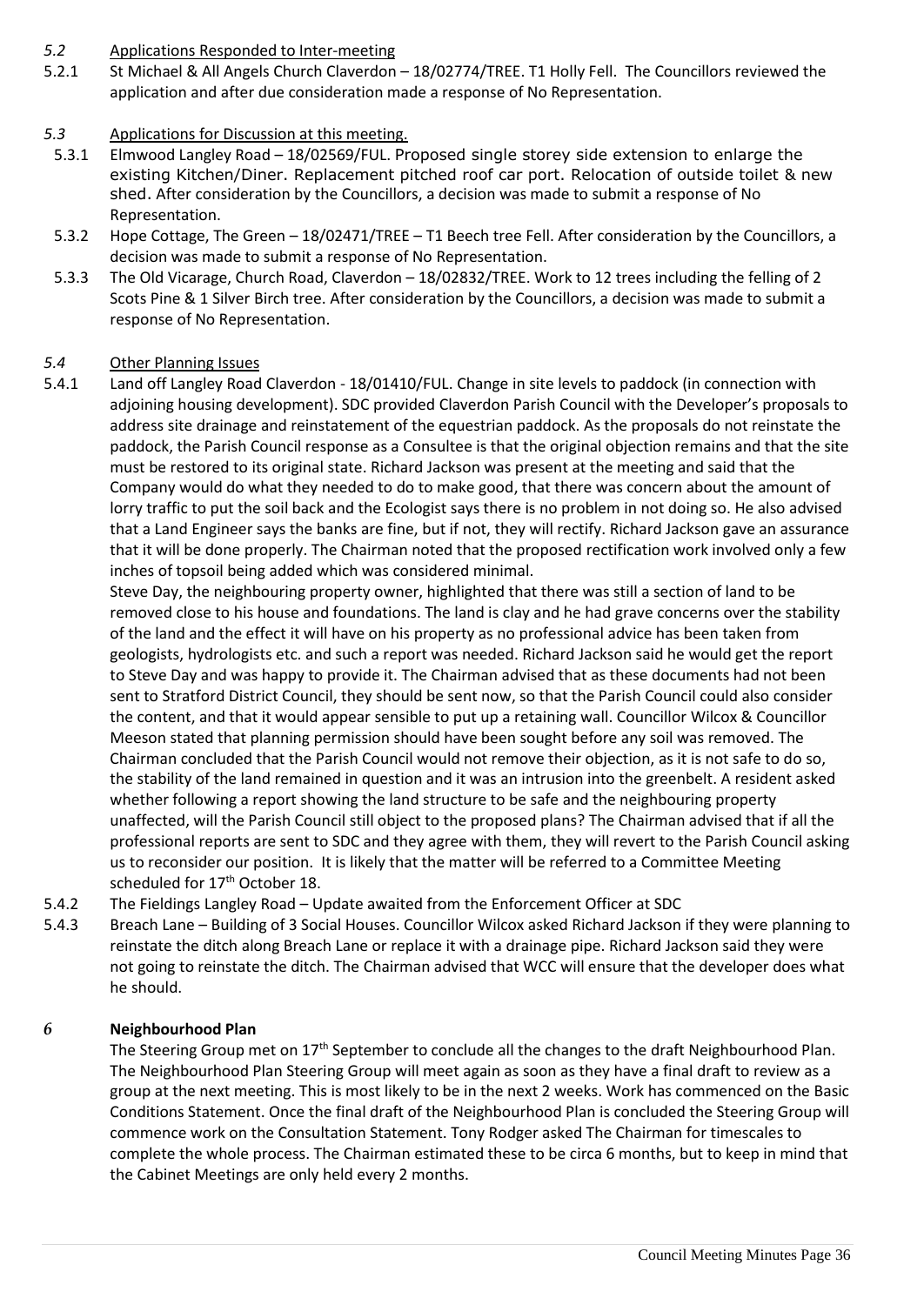*5.2* Applications Responded to Inter-meeting

5.2.1 St Michael & All Angels Church Claverdon – 18/02774/TREE. T1 Holly Fell. The Councillors reviewed the application and after due consideration made a response of No Representation.

*5.3* Applications for Discussion at this meeting.

5.3.1 Elmwood Langley Road – 18/02569/FUL. Proposed single storey side extension to enlarge the existing Kitchen/Diner. Replacement pitched roof car port. Relocation of outside toilet & new shed. After consideration by the Councillors, a decision was made to submit a response of No Representation.

5.3.2 Hope Cottage, The Green – 18/02471/TREE – T1 Beech tree Fell. After consideration by the Councillors, a decision was made to submit a response of No Representation.

5.3.3 The Old Vicarage, Church Road, Claverdon – 18/02832/TREE. Work to 12 trees including the felling of 2 Scots Pine & 1 Silver Birch tree. After consideration by the Councillors, a decision was made to submit a response of No Representation.

*5.4* Other Planning Issues

5.4.1 Land off Langley Road Claverdon - 18/01410/FUL. Change in site levels to paddock (in connection with adjoining housing development). SDC provided Claverdon Parish Council with the Developer's proposals to address site drainage and reinstatement of the equestrian paddock. As the proposals do not reinstate the paddock, the Parish Council response as a Consultee is that the original objection remains and that the site must be restored to its original state. Richard Jackson was present at the meeting and said that the Company would do what they needed to do to make good, that there was concern about the amount of lorry traffic to put the soil back and the Ecologist says there is no problem in not doing so. He also advised that a Land Engineer says the banks are fine, but if not, they will rectify. Richard Jackson gave an assurance that it will be done properly. The Chairman noted that the proposed rectification work involved only a few inches of topsoil being added which was considered minimal.

Steve Day, the neighbouring property owner, highlighted that there was still a section of land to be removed close to his house and foundations. The land is clay and he had grave concerns over the stability of the land and the effect it will have on his property as no professional advice has been taken from geologists, hydrologists etc. and such a report was needed. Richard Jackson said he would get the report to Steve Day and was happy to provide it. The Chairman advised that as these documents had not been sent to Stratford District Council, they should be sent now, so that the Parish Council could also consider the content, and that it would appear sensible to put up a retaining wall. Councillor Wilcox & Councillor Meeson stated that planning permission should have been sought before any soil was removed. The Chairman concluded that the Parish Council would not remove their objection, as it is not safe to do so, the stability of the land remained in question and it was an intrusion into the greenbelt. A resident asked whether following a report showing the land structure to be safe and the neighbouring property unaffected, will the Parish Council still object to the proposed plans? The Chairman advised that if all the professional reports are sent to SDC and they agree with them, they will revert to the Parish Council asking us to reconsider our position. It is likely that the matter will be referred to a Committee Meeting scheduled for 17th October 18.

5.4.2 The Fieldings Langley Road – Update awaited from the Enforcement Officer at SDC

5.4.3 Breach Lane – Building of 3 Social Houses. Councillor Wilcox asked Richard Jackson if they were planning to reinstate the ditch along Breach Lane or replace it with a drainage pipe. Richard Jackson said they were not going to reinstate the ditch. The Chairman advised that WCC will ensure that the developer does what he should.

## *6* Neighbourhood Plan

The Steering Group met on 17th September to conclude all the changes to the draft Neighbourhood Plan. The Neighbourhood Plan Steering Group will meet again as soon as they have a final draft to review as a group at the next meeting. This is most likely to be in the next 2 weeks. Work has commenced on the Basic Conditions Statement. Once the final draft of the Neighbourhood Plan is concluded the Steering Group will commence work on the Consultation Statement. Tony Rodger asked The Chairman for timescales to complete the whole process. The Chairman estimated these to be circa 6 months, but to keep in mind that the Cabinet Meetings are only held every 2 months.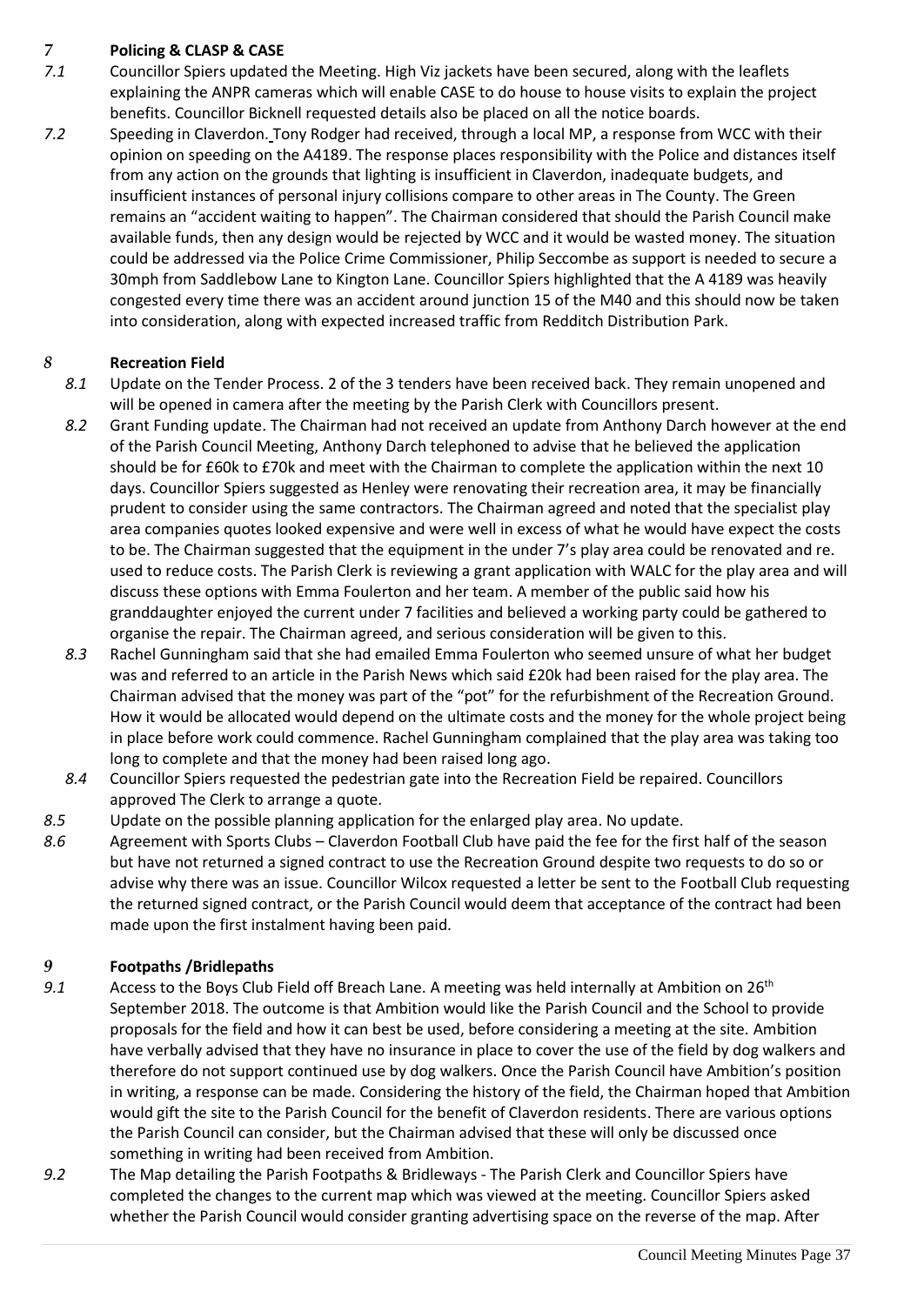## 7 Policing & CLASP & CASE

*7.1* Councillor Spiers updated the Meeting. High Viz jackets have been secured, along with the leaflets explaining the ANPR cameras which will enable CASE to do house to house visits to explain the project benefits. Councillor Bicknell requested details also be placed on all the notice boards.

*7.2* Speeding in Claverdon. Tony Rodger had received, through a local MP, a response from WCC with their opinion on speeding on the A4189. The response places responsibility with the Police and distances itself from any action on the grounds that lighting is insufficient in Claverdon, inadequate budgets, and insufficient instances of personal injury collisions compare to other areas in The County. The Green remains an "accident waiting to happen". The Chairman considered that should the Parish Council make available funds, then any design would be rejected by WCC and it would be wasted money. The situation could be addressed via the Police Crime Commissioner, Philip Seccombe as support is needed to secure a 30mph from Saddlebow Lane to Kington Lane. Councillor Spiers highlighted that the A 4189 was heavily congested every time there was an accident around junction 15 of the M40 and this should now be taken into consideration, along with expected increased traffic from Redditch Distribution Park.

## 8 Recreation Field

*8.1* Update on the Tender Process. 2 of the 3 tenders have been received back. They remain unopened and will be opened in camera after the meeting by the Parish Clerk with Councillors present.

*8.2* Grant Funding update. The Chairman had not received an update from Anthony Darch however at the end of the Parish Council Meeting, Anthony Darch telephoned to advise that he believed the application should be for £60k to £70k and meet with the Chairman to complete the application within the next 10 days. Councillor Spiers suggested as Henley were renovating their recreation area, it may be financially prudent to consider using the same contractors. The Chairman agreed and noted that the specialist play area companies quotes looked expensive and were well in excess of what he would have expect the costs to be. The Chairman suggested that the equipment in the under 7's play area could be renovated and re. used to reduce costs. The Parish Clerk is reviewing a grant application with WALC for the play area and will discuss these options with Emma Foulerton and her team. A member of the public said how his granddaughter enjoyed the current under 7 facilities and believed a working party could be gathered to organise the repair. The Chairman agreed, and serious consideration will be given to this.

*8.3* Rachel Gunningham said that she had emailed Emma Foulerton who seemed unsure of what her budget was and referred to an article in the Parish News which said £20k had been raised for the play area. The Chairman advised that the money was part of the "pot" for the refurbishment of the Recreation Ground. How it would be allocated would depend on the ultimate costs and the money for the whole project being in place before work could commence. Rachel Gunningham complained that the play area was taking too long to complete and that the money had been raised long ago.

*8.4* Councillor Spiers requested the pedestrian gate into the Recreation Field be repaired. Councillors approved The Clerk to arrange a quote.

*8.5* Update on the possible planning application for the enlarged play area. No update.

*8.6* Agreement with Sports Clubs – Claverdon Football Club have paid the fee for the first half of the season but have not returned a signed contract to use the Recreation Ground despite two requests to do so or advise why there was an issue. Councillor Wilcox requested a letter be sent to the Football Club requesting the returned signed contract, or the Parish Council would deem that acceptance of the contract had been made upon the first instalment having been paid.

## 9 Footpaths /Bridlepaths

*9.1* Access to the Boys Club Field off Breach Lane. A meeting was held internally at Ambition on 26th September 2018. The outcome is that Ambition would like the Parish Council and the School to provide proposals for the field and how it can best be used, before considering a meeting at the site. Ambition have verbally advised that they have no insurance in place to cover the use of the field by dog walkers and therefore do not support continued use by dog walkers. Once the Parish Council have Ambition's position in writing, a response can be made. Considering the history of the field, the Chairman hoped that Ambition would gift the site to the Parish Council for the benefit of Claverdon residents. There are various options the Parish Council can consider, but the Chairman advised that these will only be discussed once something in writing had been received from Ambition.

*9.2* The Map detailing the Parish Footpaths & Bridleways - The Parish Clerk and Councillor Spiers have completed the changes to the current map which was viewed at the meeting. Councillor Spiers asked whether the Parish Council would consider granting advertising space on the reverse of the map. After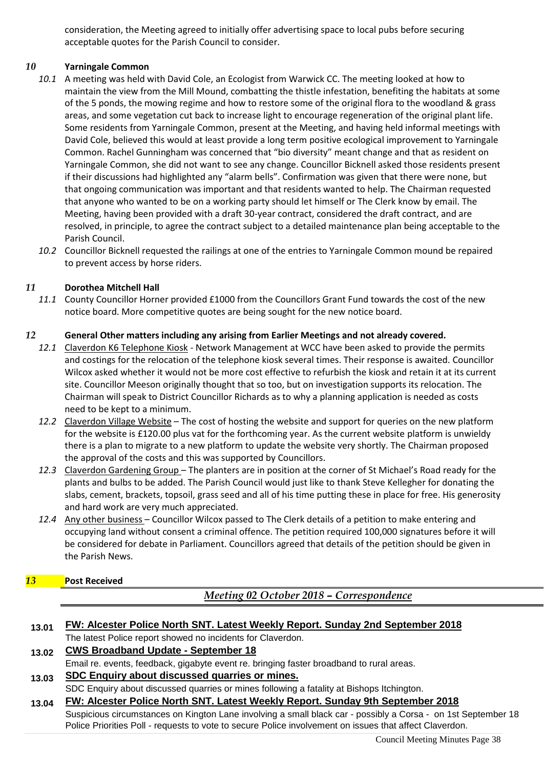consideration, the Meeting agreed to initially offer advertising space to local pubs before securing acceptable quotes for the Parish Council to consider.

## *10* Yarningale Common

*10.1* A meeting was held with David Cole, an Ecologist from Warwick CC. The meeting looked at how to maintain the view from the Mill Mound, combatting the thistle infestation, benefiting the habitats at some of the 5 ponds, the mowing regime and how to restore some of the original flora to the woodland & grass areas, and some vegetation cut back to increase light to encourage regeneration of the original plant life. Some residents from Yarningale Common, present at the Meeting, and having held informal meetings with David Cole, believed this would at least provide a long term positive ecological improvement to Yarningale Common. Rachel Gunningham was concerned that "bio diversity" meant change and that as resident on Yarningale Common, she did not want to see any change. Councillor Bicknell asked those residents present if their discussions had highlighted any "alarm bells". Confirmation was given that there were none, but that ongoing communication was important and that residents wanted to help. The Chairman requested that anyone who wanted to be on a working party should let himself or The Clerk know by email. The Meeting, having been provided with a draft 30-year contract, considered the draft contract, and are resolved, in principle, to agree the contract subject to a detailed maintenance plan being acceptable to the Parish Council.

*10.2* Councillor Bicknell requested the railings at one of the entries to Yarningale Common mound be repaired to prevent access by horse riders.

## *11* Dorothea Mitchell Hall

*11.1* County Councillor Horner provided £1000 from the Councillors Grant Fund towards the cost of the new notice board. More competitive quotes are being sought for the new notice board.

## *12* General Other matters including any arising from Earlier Meetings and not already covered.

*12.1* Claverdon K6 Telephone Kiosk - Network Management at WCC have been asked to provide the permits and costings for the relocation of the telephone kiosk several times. Their response is awaited. Councillor Wilcox asked whether it would not be more cost effective to refurbish the kiosk and retain it at its current site. Councillor Meeson originally thought that so too, but on investigation supports its relocation. The Chairman will speak to District Councillor Richards as to why a planning application is needed as costs need to be kept to a minimum.

*12.2* Claverdon Village Website – The cost of hosting the website and support for queries on the new platform for the website is £120.00 plus vat for the forthcoming year. As the current website platform is unwieldy there is a plan to migrate to a new platform to update the website very shortly. The Chairman proposed the approval of the costs and this was supported by Councillors.

*12.3* Claverdon Gardening Group – The planters are in position at the corner of St Michael's Road ready for the plants and bulbs to be added. The Parish Council would just like to thank Steve Kellegher for donating the slabs, cement, brackets, topsoil, grass seed and all of his time putting these in place for free. His generosity and hard work are very much appreciated.

*12.4* Any other business – Councillor Wilcox passed to The Clerk details of a petition to make entering and occupying land without consent a criminal offence. The petition required 100,000 signatures before it will be considered for debate in Parliament. Councillors agreed that details of the petition should be given in the Parish News.

## *13* Post Received

### *Meeting 02 October 2018 – Correspondence*

**13.01** **FW: Alcester Police North SNT. Latest Weekly Report. Sunday 2nd September 2018**
The latest Police report showed no incidents for Claverdon.

**13.02** **CWS Broadband Update - September 18**
Email re. events, feedback, gigabyte event re. bringing faster broadband to rural areas.

**13.03** **SDC Enquiry about discussed quarries or mines.**
SDC Enquiry about discussed quarries or mines following a fatality at Bishops Itchington.

**13.04** **FW: Alcester Police North SNT. Latest Weekly Report. Sunday 9th September 2018**
Suspicious circumstances on Kington Lane involving a small black car - possibly a Corsa - on 1st September 18
Police Priorities Poll - requests to vote to secure Police involvement on issues that affect Claverdon.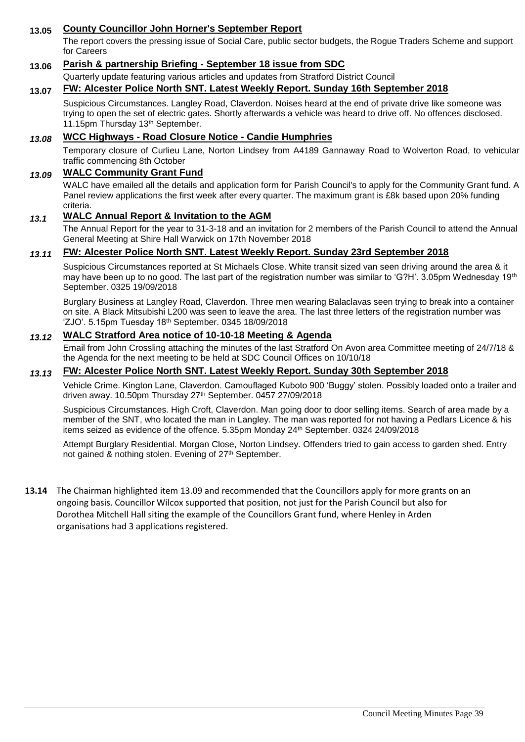**13.05 County Councillor John Horner's September Report**

The report covers the pressing issue of Social Care, public sector budgets, the Rogue Traders Scheme and support for Careers

**13.06 Parish & partnership Briefing - September 18 issue from SDC**

Quarterly update featuring various articles and updates from Stratford District Council

**13.07 FW: Alcester Police North SNT. Latest Weekly Report. Sunday 16th September 2018**

Suspicious Circumstances. Langley Road, Claverdon. Noises heard at the end of private drive like someone was trying to open the set of electric gates. Shortly afterwards a vehicle was heard to drive off. No offences disclosed. 11.15pm Thursday 13th September.

***13.08* WCC Highways - Road Closure Notice - Candie Humphries**

Temporary closure of Curlieu Lane, Norton Lindsey from A4189 Gannaway Road to Wolverton Road, to vehicular traffic commencing 8th October

***13.09* WALC Community Grant Fund**

WALC have emailed all the details and application form for Parish Council's to apply for the Community Grant fund. A Panel review applications the first week after every quarter. The maximum grant is £8k based upon 20% funding criteria.

***13.1* WALC Annual Report & Invitation to the AGM**

The Annual Report for the year to 31-3-18 and an invitation for 2 members of the Parish Council to attend the Annual General Meeting at Shire Hall Warwick on 17th November 2018

***13.11* FW: Alcester Police North SNT. Latest Weekly Report. Sunday 23rd September 2018**

Suspicious Circumstances reported at St Michaels Close. White transit sized van seen driving around the area & it may have been up to no good. The last part of the registration number was similar to 'G?H'. 3.05pm Wednesday 19th September. 0325 19/09/2018

Burglary Business at Langley Road, Claverdon. Three men wearing Balaclavas seen trying to break into a container on site. A Black Mitsubishi L200 was seen to leave the area. The last three letters of the registration number was 'ZJO'. 5.15pm Tuesday 18th September. 0345 18/09/2018

***13.12* WALC Stratford Area notice of 10-10-18 Meeting & Agenda**

Email from John Crossling attaching the minutes of the last Stratford On Avon area Committee meeting of 24/7/18 & the Agenda for the next meeting to be held at SDC Council Offices on 10/10/18

***13.13* FW: Alcester Police North SNT. Latest Weekly Report. Sunday 30th September 2018**

Vehicle Crime. Kington Lane, Claverdon. Camouflaged Kuboto 900 'Buggy' stolen. Possibly loaded onto a trailer and driven away. 10.50pm Thursday 27th September. 0457 27/09/2018

Suspicious Circumstances. High Croft, Claverdon. Man going door to door selling items. Search of area made by a member of the SNT, who located the man in Langley. The man was reported for not having a Pedlars Licence & his items seized as evidence of the offence. 5.35pm Monday 24th September. 0324 24/09/2018

Attempt Burglary Residential. Morgan Close, Norton Lindsey. Offenders tried to gain access to garden shed. Entry not gained & nothing stolen. Evening of 27th September.

**13.14** The Chairman highlighted item 13.09 and recommended that the Councillors apply for more grants on an ongoing basis. Councillor Wilcox supported that position, not just for the Parish Council but also for Dorothea Mitchell Hall siting the example of the Councillors Grant fund, where Henley in Arden organisations had 3 applications registered.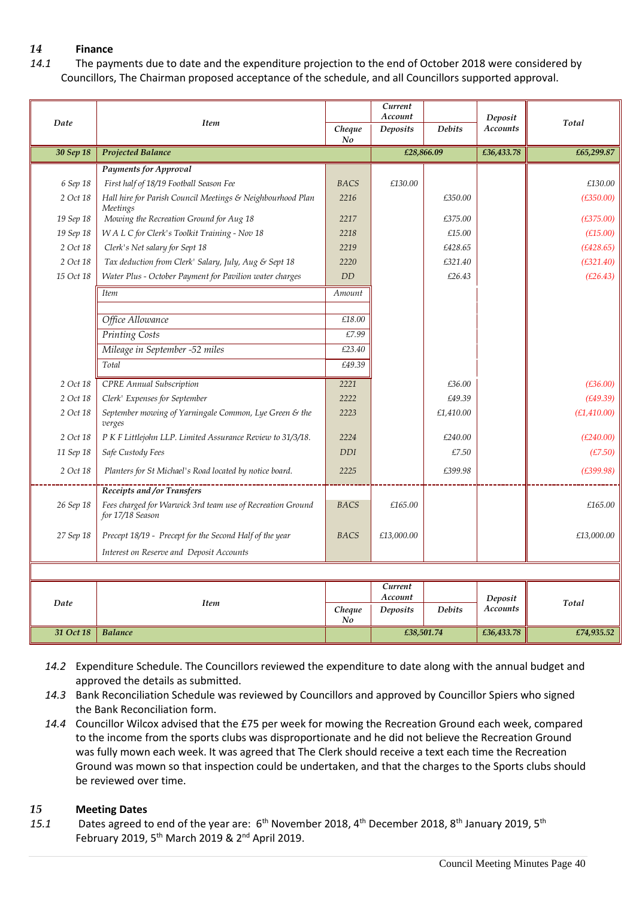## 14 Finance

14.1 The payments due to date and the expenditure projection to the end of October 2018 were considered by Councillors, The Chairman proposed acceptance of the schedule, and all Councillors supported approval.

| Date | Item | Cheque No | Current Account Deposits | Current Account Debits | Deposit Accounts | Total |
|---|---|---|---|---|---|---|
| 30 Sep 18 | Projected Balance | | £28,866.09 | | £36,433.78 | £65,299.87 |
| | **Payments for Approval** | | | | | |
| 6 Sep 18 | First half of 18/19 Football Season Fee | BACS | £130.00 | | | £130.00 |
| 2 Oct 18 | Hall hire for Parish Council Meetings & Neighbourhood Plan Meetings | 2216 | | £350.00 | | (£350.00) |
| 19 Sep 18 | Mowing the Recreation Ground for Aug 18 | 2217 | | £375.00 | | (£375.00) |
| 19 Sep 18 | W A L C for Clerk's Toolkit Training - Nov 18 | 2218 | | £15.00 | | (£15.00) |
| 2 Oct 18 | Clerk's Net salary for Sept 18 | 2219 | | £428.65 | | (£428.65) |
| 2 Oct 18 | Tax deduction from Clerk' Salary, July, Aug & Sept 18 | 2220 | | £321.40 | | (£321.40) |
| 15 Oct 18 | Water Plus - October Payment for Pavilion water charges | DD | | £26.43 | | (£26.43) |
| | Item | Amount | | | | |
| | Office Allowance | £18.00 | | | | |
| | Printing Costs | £7.99 | | | | |
| | Mileage in September -52 miles | £23.40 | | | | |
| | Total | £49.39 | | | | |
| 2 Oct 18 | CPRE Annual Subscription | 2221 | | £36.00 | | (£36.00) |
| 2 Oct 18 | Clerk' Expenses for September | 2222 | | £49.39 | | (£49.39) |
| 2 Oct 18 | September mowing of Yarningale Common, Lye Green & the verges | 2223 | | £1,410.00 | | (£1,410.00) |
| 2 Oct 18 | P K F Littlejohn LLP. Limited Assurance Review to 31/3/18. | 2224 | | £240.00 | | (£240.00) |
| 11 Sep 18 | Safe Custody Fees | DDI | | £7.50 | | (£7.50) |
| 2 Oct 18 | Planters for St Michael's Road located by notice board. | 2225 | | £399.98 | | (£399.98) |
| | **Receipts and /or Transfers** | | | | | |
| 26 Sep 18 | Fees charged for Warwick 3rd team use of Recreation Ground for 17/18 Season | BACS | £165.00 | | | £165.00 |
| 27 Sep 18 | Precept 18/19 - Precept for the Second Half of the year | BACS | £13,000.00 | | | £13,000.00 |
| | Interest on Reserve and Deposit Accounts | | | | | |
| 31 Oct 18 | Balance | | £38,501.74 | | £36,433.78 | £74,935.52 |

14.2 Expenditure Schedule. The Councillors reviewed the expenditure to date along with the annual budget and approved the details as submitted.

14.3 Bank Reconciliation Schedule was reviewed by Councillors and approved by Councillor Spiers who signed the Bank Reconciliation form.

14.4 Councillor Wilcox advised that the £75 per week for mowing the Recreation Ground each week, compared to the income from the sports clubs was disproportionate and he did not believe the Recreation Ground was fully mown each week. It was agreed that The Clerk should receive a text each time the Recreation Ground was mown so that inspection could be undertaken, and that the charges to the Sports clubs should be reviewed over time.

## 15 Meeting Dates

15.1 Dates agreed to end of the year are: 6th November 2018, 4th December 2018, 8th January 2019, 5th February 2019, 5th March 2019 & 2nd April 2019.